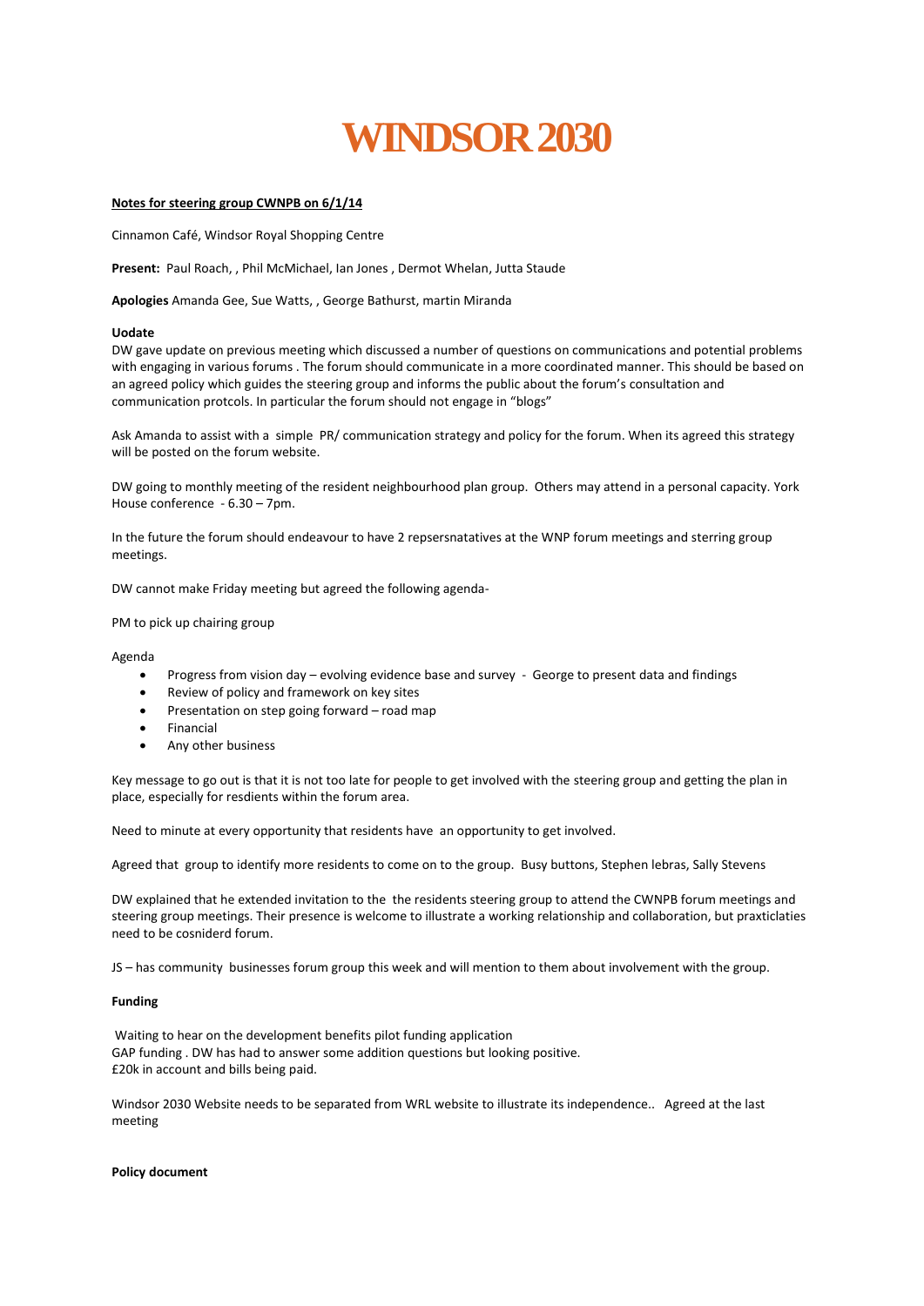# WINDSOR 2030

**Notes for steering group CWNPB on 6/1/14**

Cinnamon Café, Windsor Royal Shopping Centre

**Present:** Paul Roach, , Phil McMichael, Ian Jones , Dermot Whelan, Jutta Staude

**Apologies** Amanda Gee, Sue Watts, , George Bathurst, martin Miranda

**Uodate**

DW gave update on previous meeting which discussed a number of questions on communications and potential problems with engaging in various forums . The forum should communicate in a more coordinated manner. This should be based on an agreed policy which guides the steering group and informs the public about the forum's consultation and communication protcols. In particular the forum should not engage in "blogs"

Ask Amanda to assist with a simple PR/ communication strategy and policy for the forum. When its agreed this strategy will be posted on the forum website.

DW going to monthly meeting of the resident neighbourhood plan group. Others may attend in a personal capacity. York House conference - 6.30 – 7pm.

In the future the forum should endeavour to have 2 repsersnatatives at the WNP forum meetings and sterring group meetings.

DW cannot make Friday meeting but agreed the following agenda-

PM to pick up chairing group

Agenda

- Progress from vision day – evolving evidence base and survey - George to present data and findings
- Review of policy and framework on key sites
- Presentation on step going forward – road map
- Financial
- Any other business

Key message to go out is that it is not too late for people to get involved with the steering group and getting the plan in place, especially for resdients within the forum area.

Need to minute at every opportunity that residents have an opportunity to get involved.

Agreed that group to identify more residents to come on to the group. Busy buttons, Stephen lebras, Sally Stevens

DW explained that he extended invitation to the the residents steering group to attend the CWNPB forum meetings and steering group meetings. Their presence is welcome to illustrate a working relationship and collaboration, but praxticlaties need to be cosniderd forum.

JS – has community businesses forum group this week and will mention to them about involvement with the group.

**Funding**

Waiting to hear on the development benefits pilot funding application
GAP funding . DW has had to answer some addition questions but looking positive.
£20k in account and bills being paid.

Windsor 2030 Website needs to be separated from WRL website to illustrate its independence.. Agreed at the last meeting

**Policy document**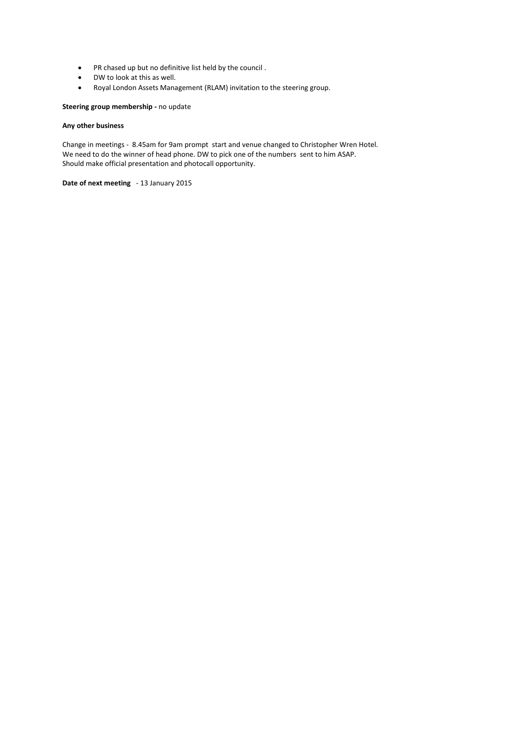- PR chased up but no definitive list held by the council .
- DW to look at this as well.
- Royal London Assets Management (RLAM) invitation to the steering group.

**Steering group membership -** no update

**Any other business**

Change in meetings - 8.45am for 9am prompt start and venue changed to Christopher Wren Hotel.
We need to do the winner of head phone. DW to pick one of the numbers sent to him ASAP.
Should make official presentation and photocall opportunity.

**Date of next meeting** - 13 January 2015